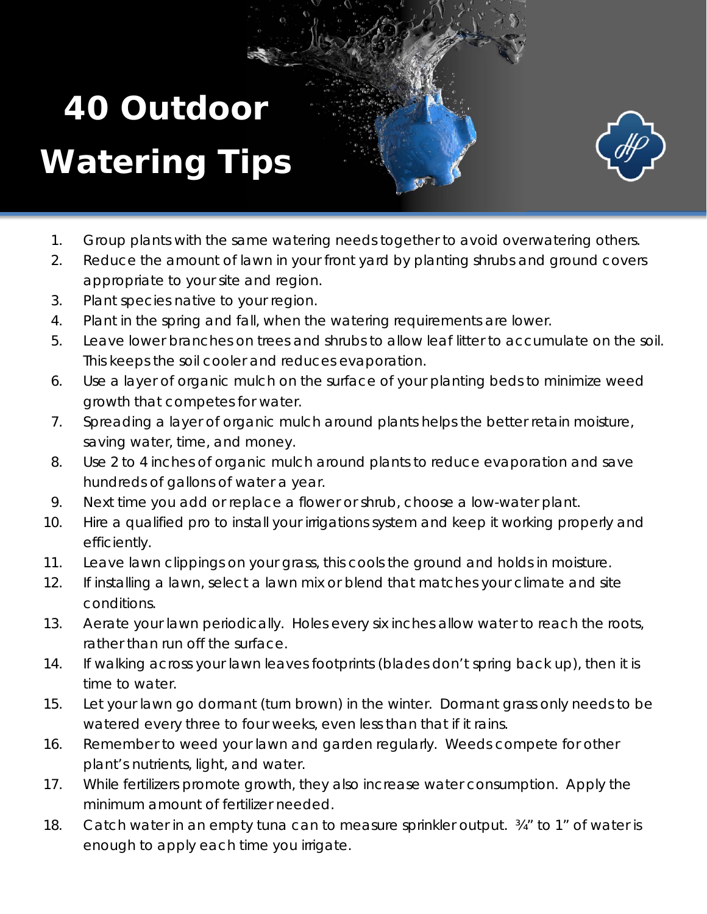# 40 Outdoor Watering Tips

1. Group plants with the same watering needs together to avoid overwatering others.
2. Reduce the amount of lawn in your front yard by planting shrubs and ground covers appropriate to your site and region.
3. Plant species native to your region.
4. Plant in the spring and fall, when the watering requirements are lower.
5. Leave lower branches on trees and shrubs to allow leaf litter to accumulate on the soil. This keeps the soil cooler and reduces evaporation.
6. Use a layer of organic mulch on the surface of your planting beds to minimize weed growth that competes for water.
7. Spreading a layer of organic mulch around plants helps the better retain moisture, saving water, time, and money.
8. Use 2 to 4 inches of organic mulch around plants to reduce evaporation and save hundreds of gallons of water a year.
9. Next time you add or replace a flower or shrub, choose a low-water plant.
10. Hire a qualified pro to install your irrigations system and keep it working properly and efficiently.
11. Leave lawn clippings on your grass, this cools the ground and holds in moisture.
12. If installing a lawn, select a lawn mix or blend that matches your climate and site conditions.
13. Aerate your lawn periodically. Holes every six inches allow water to reach the roots, rather than run off the surface.
14. If walking across your lawn leaves footprints (blades don't spring back up), then it is time to water.
15. Let your lawn go dormant (turn brown) in the winter. Dormant grass only needs to be watered every three to four weeks, even less than that if it rains.
16. Remember to weed your lawn and garden regularly. Weeds compete for other plant's nutrients, light, and water.
17. While fertilizers promote growth, they also increase water consumption. Apply the minimum amount of fertilizer needed.
18. Catch water in an empty tuna can to measure sprinkler output. ¾" to 1" of water is enough to apply each time you irrigate.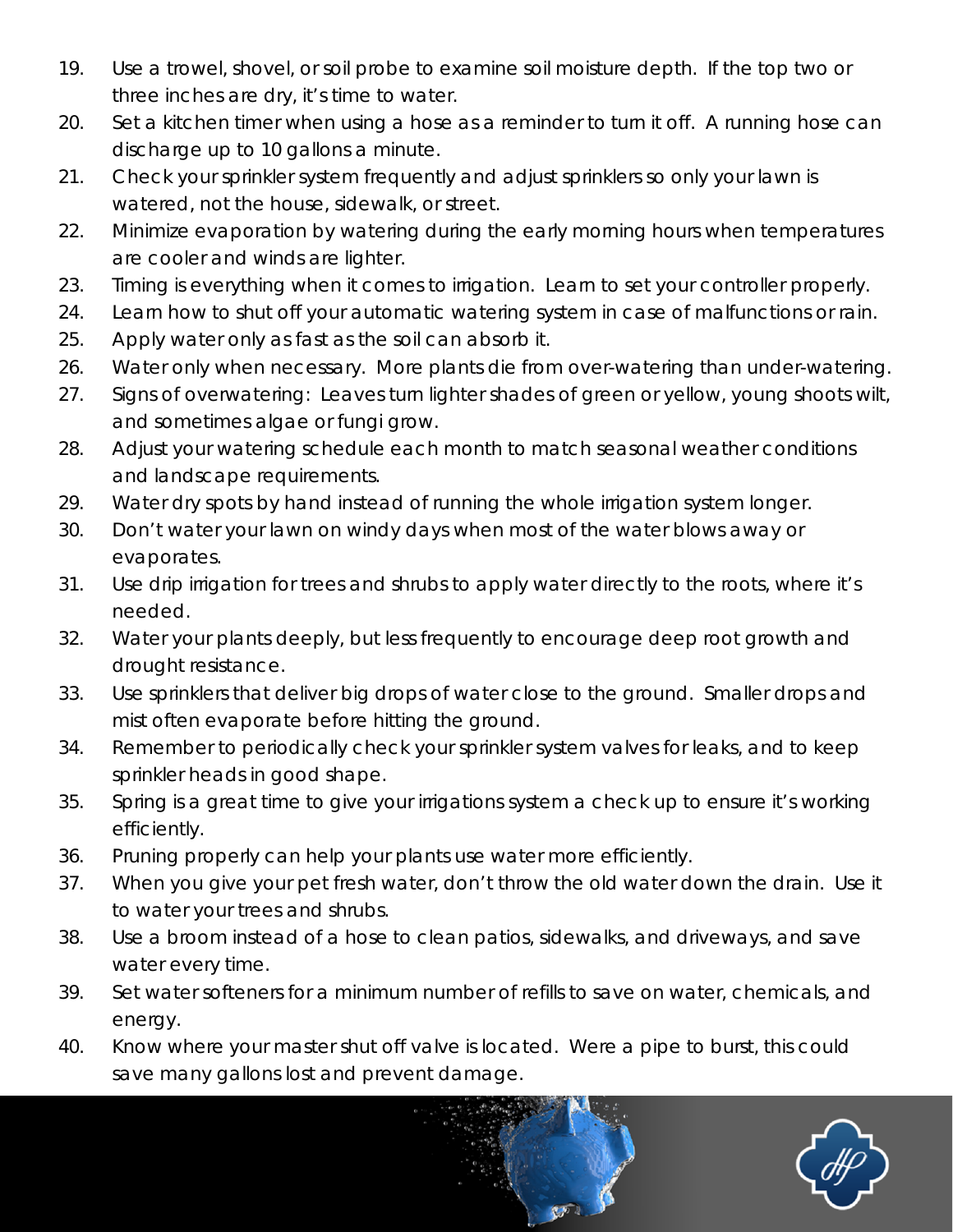19. Use a trowel, shovel, or soil probe to examine soil moisture depth. If the top two or three inches are dry, it's time to water.
20. Set a kitchen timer when using a hose as a reminder to turn it off. A running hose can discharge up to 10 gallons a minute.
21. Check your sprinkler system frequently and adjust sprinklers so only your lawn is watered, not the house, sidewalk, or street.
22. Minimize evaporation by watering during the early morning hours when temperatures are cooler and winds are lighter.
23. Timing is everything when it comes to irrigation. Learn to set your controller properly.
24. Learn how to shut off your automatic watering system in case of malfunctions or rain.
25. Apply water only as fast as the soil can absorb it.
26. Water only when necessary. More plants die from over-watering than under-watering.
27. Signs of overwatering: Leaves turn lighter shades of green or yellow, young shoots wilt, and sometimes algae or fungi grow.
28. Adjust your watering schedule each month to match seasonal weather conditions and landscape requirements.
29. Water dry spots by hand instead of running the whole irrigation system longer.
30. Don't water your lawn on windy days when most of the water blows away or evaporates.
31. Use drip irrigation for trees and shrubs to apply water directly to the roots, where it's needed.
32. Water your plants deeply, but less frequently to encourage deep root growth and drought resistance.
33. Use sprinklers that deliver big drops of water close to the ground. Smaller drops and mist often evaporate before hitting the ground.
34. Remember to periodically check your sprinkler system valves for leaks, and to keep sprinkler heads in good shape.
35. Spring is a great time to give your irrigations system a check up to ensure it's working efficiently.
36. Pruning properly can help your plants use water more efficiently.
37. When you give your pet fresh water, don't throw the old water down the drain. Use it to water your trees and shrubs.
38. Use a broom instead of a hose to clean patios, sidewalks, and driveways, and save water every time.
39. Set water softeners for a minimum number of refills to save on water, chemicals, and energy.
40. Know where your master shut off valve is located. Were a pipe to burst, this could save many gallons lost and prevent damage.